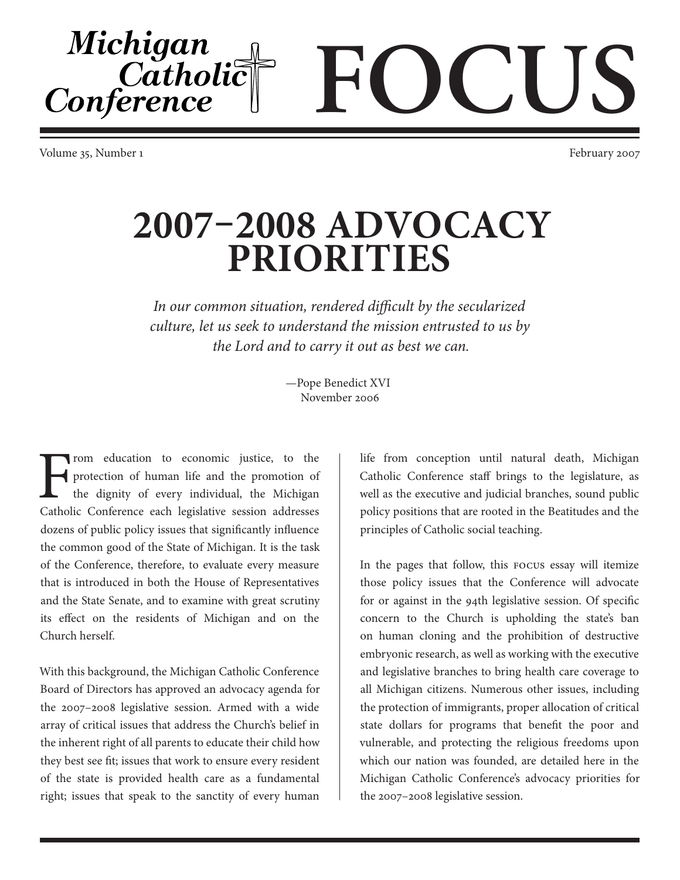# Michigan Catholic Conference FOCUS

Volume 35, Number 1 — February 2007

# 2007–2008 ADVOCACY PRIORITIES

*In our common situation, rendered difficult by the secularized culture, let us seek to understand the mission entrusted to us by the Lord and to carry it out as best we can.*

—Pope Benedict XVI
November 2006

From education to economic justice, to the protection of human life and the promotion of the dignity of every individual, the Michigan Catholic Conference each legislative session addresses dozens of public policy issues that significantly influence the common good of the State of Michigan. It is the task of the Conference, therefore, to evaluate every measure that is introduced in both the House of Representatives and the State Senate, and to examine with great scrutiny its effect on the residents of Michigan and on the Church herself.

With this background, the Michigan Catholic Conference Board of Directors has approved an advocacy agenda for the 2007–2008 legislative session. Armed with a wide array of critical issues that address the Church's belief in the inherent right of all parents to educate their child how they best see fit; issues that work to ensure every resident of the state is provided health care as a fundamental right; issues that speak to the sanctity of every human life from conception until natural death, Michigan Catholic Conference staff brings to the legislature, as well as the executive and judicial branches, sound public policy positions that are rooted in the Beatitudes and the principles of Catholic social teaching.

In the pages that follow, this FOCUS essay will itemize those policy issues that the Conference will advocate for or against in the 94th legislative session. Of specific concern to the Church is upholding the state's ban on human cloning and the prohibition of destructive embryonic research, as well as working with the executive and legislative branches to bring health care coverage to all Michigan citizens. Numerous other issues, including the protection of immigrants, proper allocation of critical state dollars for programs that benefit the poor and vulnerable, and protecting the religious freedoms upon which our nation was founded, are detailed here in the Michigan Catholic Conference's advocacy priorities for the 2007–2008 legislative session.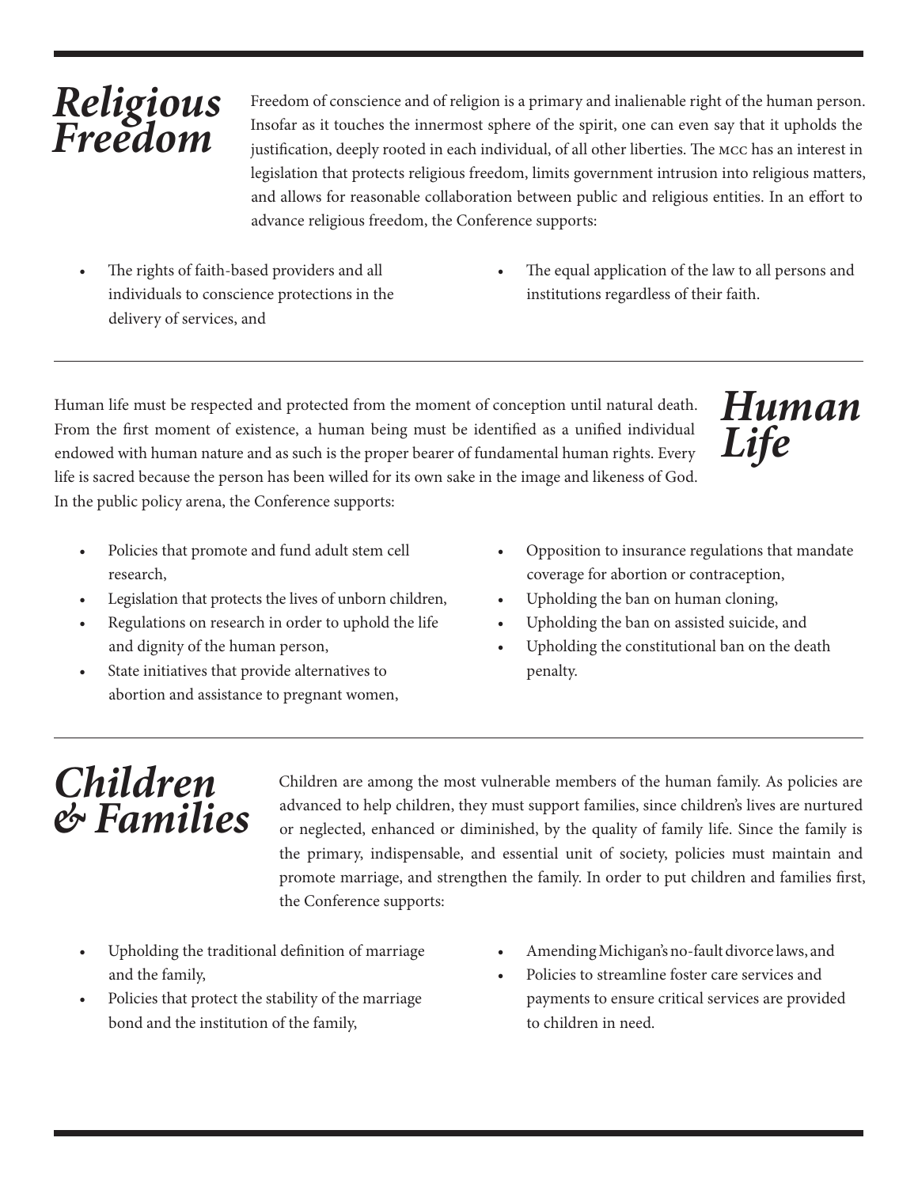## *Religious Freedom*

Freedom of conscience and of religion is a primary and inalienable right of the human person. Insofar as it touches the innermost sphere of the spirit, one can even say that it upholds the justification, deeply rooted in each individual, of all other liberties. The MCC has an interest in legislation that protects religious freedom, limits government intrusion into religious matters, and allows for reasonable collaboration between public and religious entities. In an effort to advance religious freedom, the Conference supports:

- The rights of faith-based providers and all individuals to conscience protections in the delivery of services, and
- The equal application of the law to all persons and institutions regardless of their faith.

---

## *Human Life*

Human life must be respected and protected from the moment of conception until natural death. From the first moment of existence, a human being must be identified as a unified individual endowed with human nature and as such is the proper bearer of fundamental human rights. Every life is sacred because the person has been willed for its own sake in the image and likeness of God. In the public policy arena, the Conference supports:

- Policies that promote and fund adult stem cell research,
- Legislation that protects the lives of unborn children,
- Regulations on research in order to uphold the life and dignity of the human person,
- State initiatives that provide alternatives to abortion and assistance to pregnant women,
- Opposition to insurance regulations that mandate coverage for abortion or contraception,
- Upholding the ban on human cloning,
- Upholding the ban on assisted suicide, and
- Upholding the constitutional ban on the death penalty.

---

## *Children & Families*

Children are among the most vulnerable members of the human family. As policies are advanced to help children, they must support families, since children's lives are nurtured or neglected, enhanced or diminished, by the quality of family life. Since the family is the primary, indispensable, and essential unit of society, policies must maintain and promote marriage, and strengthen the family. In order to put children and families first, the Conference supports:

- Upholding the traditional definition of marriage and the family,
- Policies that protect the stability of the marriage bond and the institution of the family,
- Amending Michigan's no-fault divorce laws, and
- Policies to streamline foster care services and payments to ensure critical services are provided to children in need.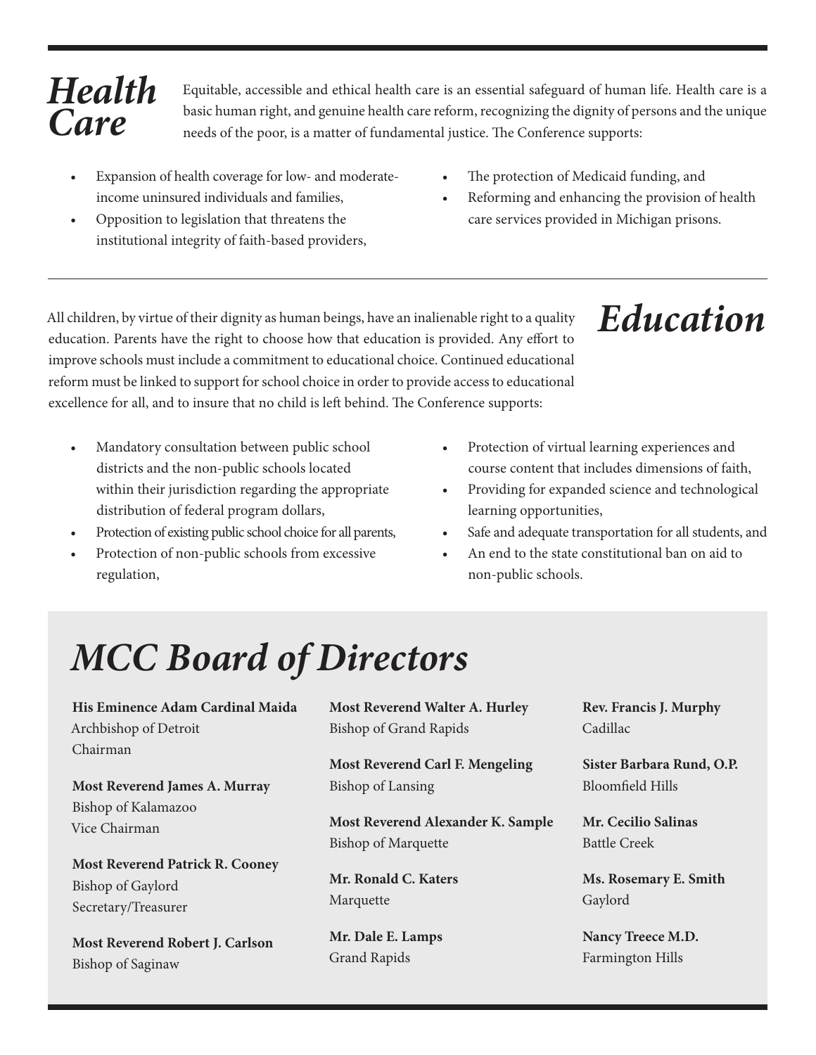# *Health Care*

Equitable, accessible and ethical health care is an essential safeguard of human life. Health care is a basic human right, and genuine health care reform, recognizing the dignity of persons and the unique needs of the poor, is a matter of fundamental justice. The Conference supports:

- Expansion of health coverage for low- and moderate-income uninsured individuals and families,
- Opposition to legislation that threatens the institutional integrity of faith-based providers,
- The protection of Medicaid funding, and
- Reforming and enhancing the provision of health care services provided in Michigan prisons.

---

# *Education*

All children, by virtue of their dignity as human beings, have an inalienable right to a quality education. Parents have the right to choose how that education is provided. Any effort to improve schools must include a commitment to educational choice. Continued educational reform must be linked to support for school choice in order to provide access to educational excellence for all, and to insure that no child is left behind. The Conference supports:

- Mandatory consultation between public school districts and the non-public schools located within their jurisdiction regarding the appropriate distribution of federal program dollars,
- Protection of existing public school choice for all parents,
- Protection of non-public schools from excessive regulation,
- Protection of virtual learning experiences and course content that includes dimensions of faith,
- Providing for expanded science and technological learning opportunities,
- Safe and adequate transportation for all students, and
- An end to the state constitutional ban on aid to non-public schools.

# *MCC Board of Directors*

**His Eminence Adam Cardinal Maida**
Archbishop of Detroit
Chairman

**Most Reverend James A. Murray**
Bishop of Kalamazoo
Vice Chairman

**Most Reverend Patrick R. Cooney**
Bishop of Gaylord
Secretary/Treasurer

**Most Reverend Robert J. Carlson**
Bishop of Saginaw

**Most Reverend Walter A. Hurley**
Bishop of Grand Rapids

**Most Reverend Carl F. Mengeling**
Bishop of Lansing

**Most Reverend Alexander K. Sample**
Bishop of Marquette

**Mr. Ronald C. Katers**
Marquette

**Mr. Dale E. Lamps**
Grand Rapids

**Rev. Francis J. Murphy**
Cadillac

**Sister Barbara Rund, O.P.**
Bloomfield Hills

**Mr. Cecilio Salinas**
Battle Creek

**Ms. Rosemary E. Smith**
Gaylord

**Nancy Treece M.D.**
Farmington Hills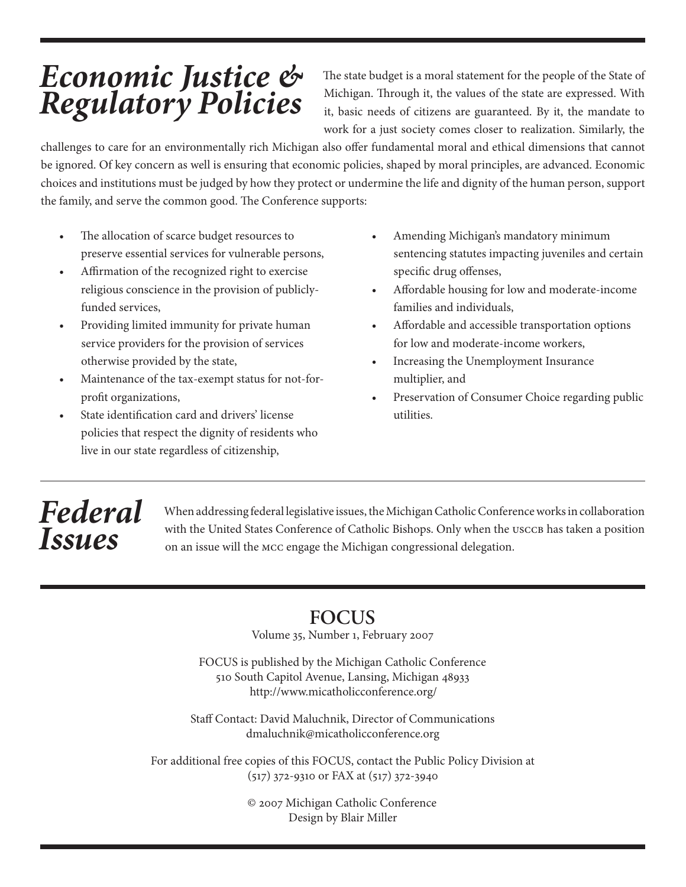# *Economic Justice & Regulatory Policies*

The state budget is a moral statement for the people of the State of Michigan. Through it, the values of the state are expressed. With it, basic needs of citizens are guaranteed. By it, the mandate to work for a just society comes closer to realization. Similarly, the challenges to care for an environmentally rich Michigan also offer fundamental moral and ethical dimensions that cannot be ignored. Of key concern as well is ensuring that economic policies, shaped by moral principles, are advanced. Economic choices and institutions must be judged by how they protect or undermine the life and dignity of the human person, support the family, and serve the common good. The Conference supports:

- The allocation of scarce budget resources to preserve essential services for vulnerable persons,
- Affirmation of the recognized right to exercise religious conscience in the provision of publicly-funded services,
- Providing limited immunity for private human service providers for the provision of services otherwise provided by the state,
- Maintenance of the tax-exempt status for not-for-profit organizations,
- State identification card and drivers' license policies that respect the dignity of residents who live in our state regardless of citizenship,
- Amending Michigan's mandatory minimum sentencing statutes impacting juveniles and certain specific drug offenses,
- Affordable housing for low and moderate-income families and individuals,
- Affordable and accessible transportation options for low and moderate-income workers,
- Increasing the Unemployment Insurance multiplier, and
- Preservation of Consumer Choice regarding public utilities.

# *Federal Issues*

When addressing federal legislative issues, the Michigan Catholic Conference works in collaboration with the United States Conference of Catholic Bishops. Only when the USCCB has taken a position on an issue will the MCC engage the Michigan congressional delegation.

## FOCUS

Volume 35, Number 1, February 2007

FOCUS is published by the Michigan Catholic Conference
510 South Capitol Avenue, Lansing, Michigan 48933
http://www.micatholicconference.org/

Staff Contact: David Maluchnik, Director of Communications
dmaluchnik@micatholicconference.org

For additional free copies of this FOCUS, contact the Public Policy Division at
(517) 372-9310 or FAX at (517) 372-3940

© 2007 Michigan Catholic Conference
Design by Blair Miller